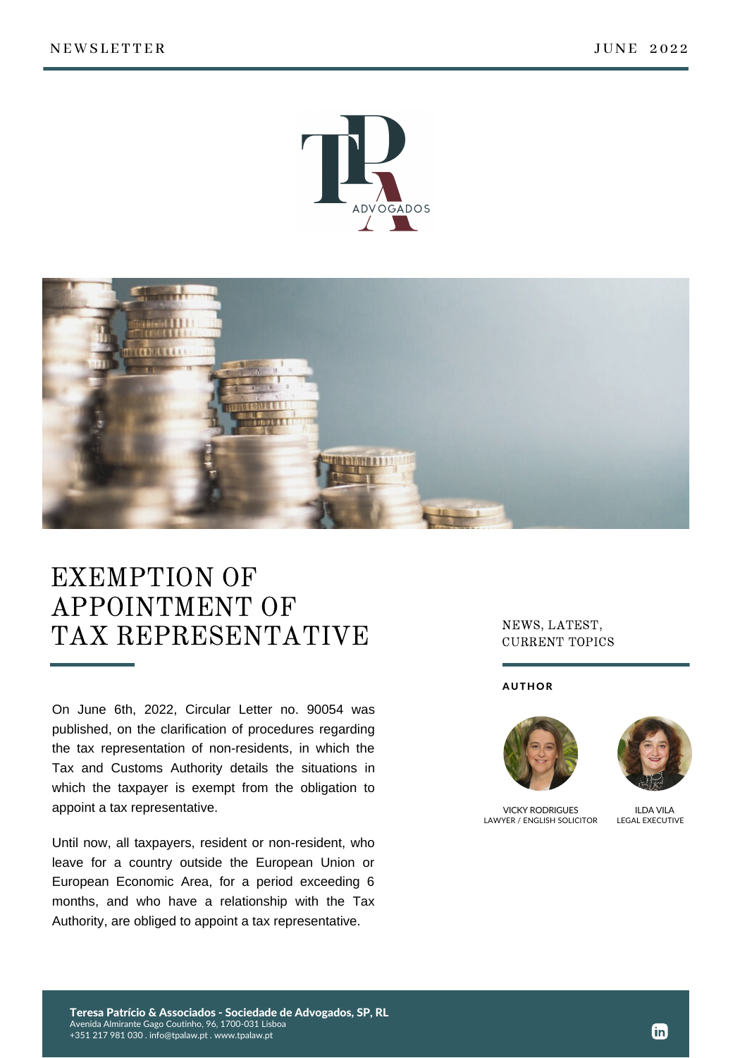# EXEMPTION OF APPOINTMENT OF TAX REPRESENTATIVE

NEWS, LATEST, CURRENT TOPICS

**AUTHOR**

VICKY RODRIGUES
LAWYER / ENGLISH SOLICITOR

ILDA VILA
LEGAL EXECUTIVE

On June 6th, 2022, Circular Letter no. 90054 was published, on the clarification of procedures regarding the tax representation of non-residents, in which the Tax and Customs Authority details the situations in which the taxpayer is exempt from the obligation to appoint a tax representative.

Until now, all taxpayers, resident or non-resident, who leave for a country outside the European Union or European Economic Area, for a period exceeding 6 months, and who have a relationship with the Tax Authority, are obliged to appoint a tax representative.

**Teresa Patrício & Associados - Sociedade de Advogados, SP, RL**
Avenida Almirante Gago Coutinho, 96, 1700-031 Lisboa
+351 217 981 030 . info@tpalaw.pt . www.tpalaw.pt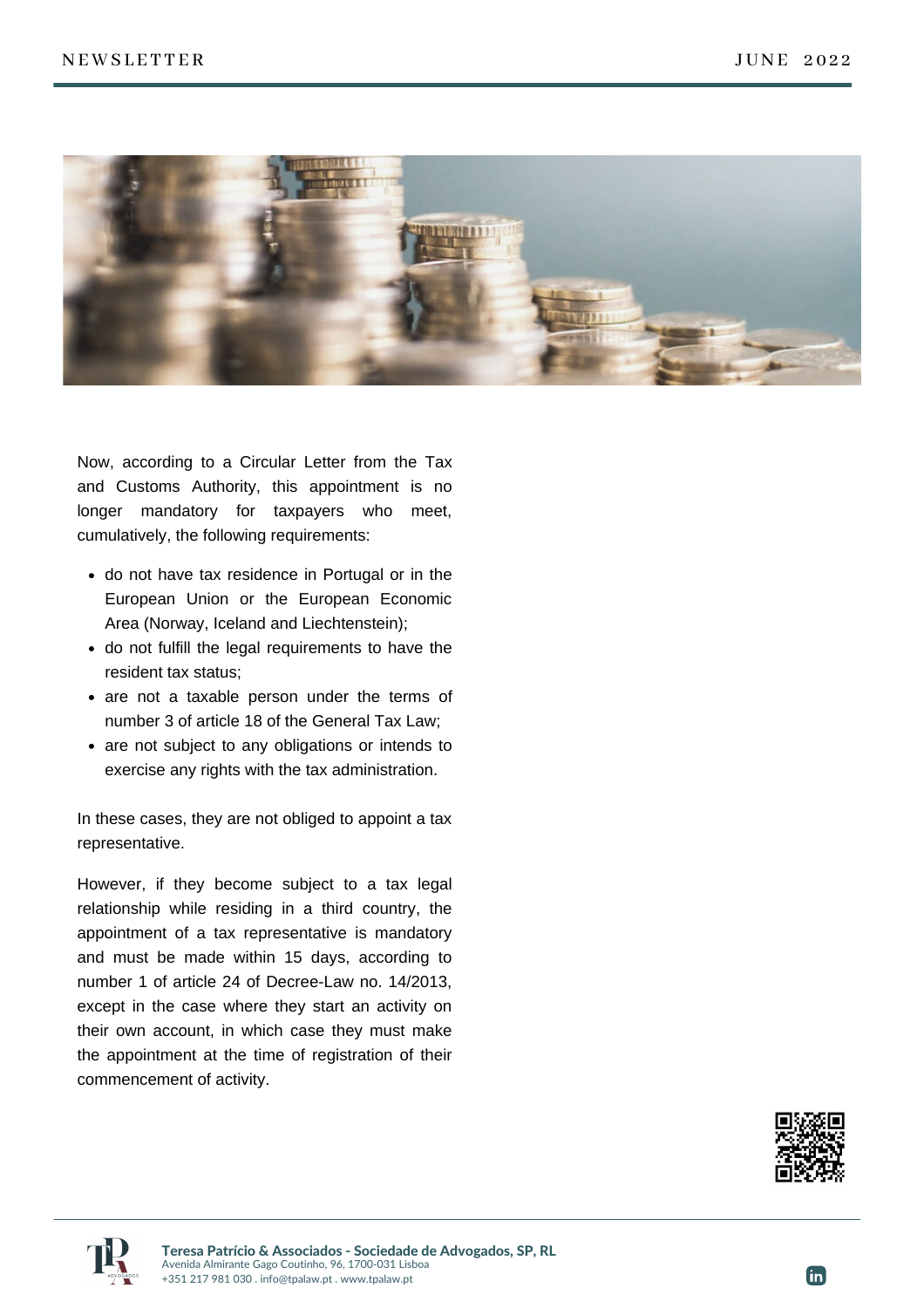Now, according to a Circular Letter from the Tax and Customs Authority, this appointment is no longer mandatory for taxpayers who meet, cumulatively, the following requirements:

- do not have tax residence in Portugal or in the European Union or the European Economic Area (Norway, Iceland and Liechtenstein);
- do not fulfill the legal requirements to have the resident tax status;
- are not a taxable person under the terms of number 3 of article 18 of the General Tax Law;
- are not subject to any obligations or intends to exercise any rights with the tax administration.

In these cases, they are not obliged to appoint a tax representative.

However, if they become subject to a tax legal relationship while residing in a third country, the appointment of a tax representative is mandatory and must be made within 15 days, according to number 1 of article 24 of Decree-Law no. 14/2013, except in the case where they start an activity on their own account, in which case they must make the appointment at the time of registration of their commencement of activity.

**Teresa Patrício & Associados - Sociedade de Advogados, SP, RL**
Avenida Almirante Gago Coutinho, 96, 1700-031 Lisboa
+351 217 981 030 . info@tpalaw.pt . www.tpalaw.pt